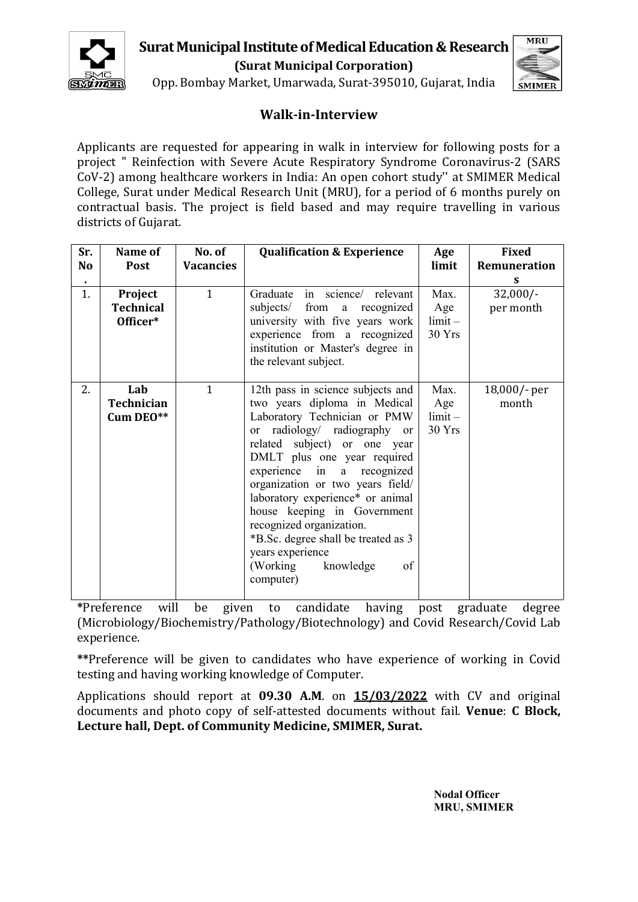# Surat Municipal Institute of Medical Education & Research

**(Surat Municipal Corporation)**

Opp. Bombay Market, Umarwada, Surat-395010, Gujarat, India

## Walk-in-Interview

Applicants are requested for appearing in walk in interview for following posts for a project " Reinfection with Severe Acute Respiratory Syndrome Coronavirus-2 (SARS CoV-2) among healthcare workers in India: An open cohort study'' at SMIMER Medical College, Surat under Medical Research Unit (MRU), for a period of 6 months purely on contractual basis. The project is field based and may require travelling in various districts of Gujarat.

| Sr. No. | Name of Post | No. of Vacancies | Qualification & Experience | Age limit | Fixed Remunerations |
|---|---|---|---|---|---|
| 1. | **Project Technical Officer*** | 1 | Graduate in science/ relevant subjects/ from a recognized university with five years work experience from a recognized institution or Master's degree in the relevant subject. | Max. Age limit – 30 Yrs | 32,000/- per month |
| 2. | **Lab Technician Cum DEO**** | 1 | 12th pass in science subjects and two years diploma in Medical Laboratory Technician or PMW or radiology/ radiography or related subject) or one year DMLT plus one year required experience in a recognized organization or two years field/ laboratory experience* or animal house keeping in Government recognized organization.<br>*B.Sc. degree shall be treated as 3 years experience<br>(Working knowledge of computer) | Max. Age limit – 30 Yrs | 18,000/- per month |

***Preference will be given to candidate having post graduate degree (Microbiology/Biochemistry/Pathology/Biotechnology) and Covid Research/Covid Lab experience.

****Preference will be given to candidates who have experience of working in Covid testing and having working knowledge of Computer.

Applications should report at **09.30 A.M**. on **15/03/2022** with CV and original documents and photo copy of self-attested documents without fail. **Venue**: **C Block, Lecture hall, Dept. of Community Medicine, SMIMER, Surat.**

**Nodal Officer**
**MRU, SMIMER**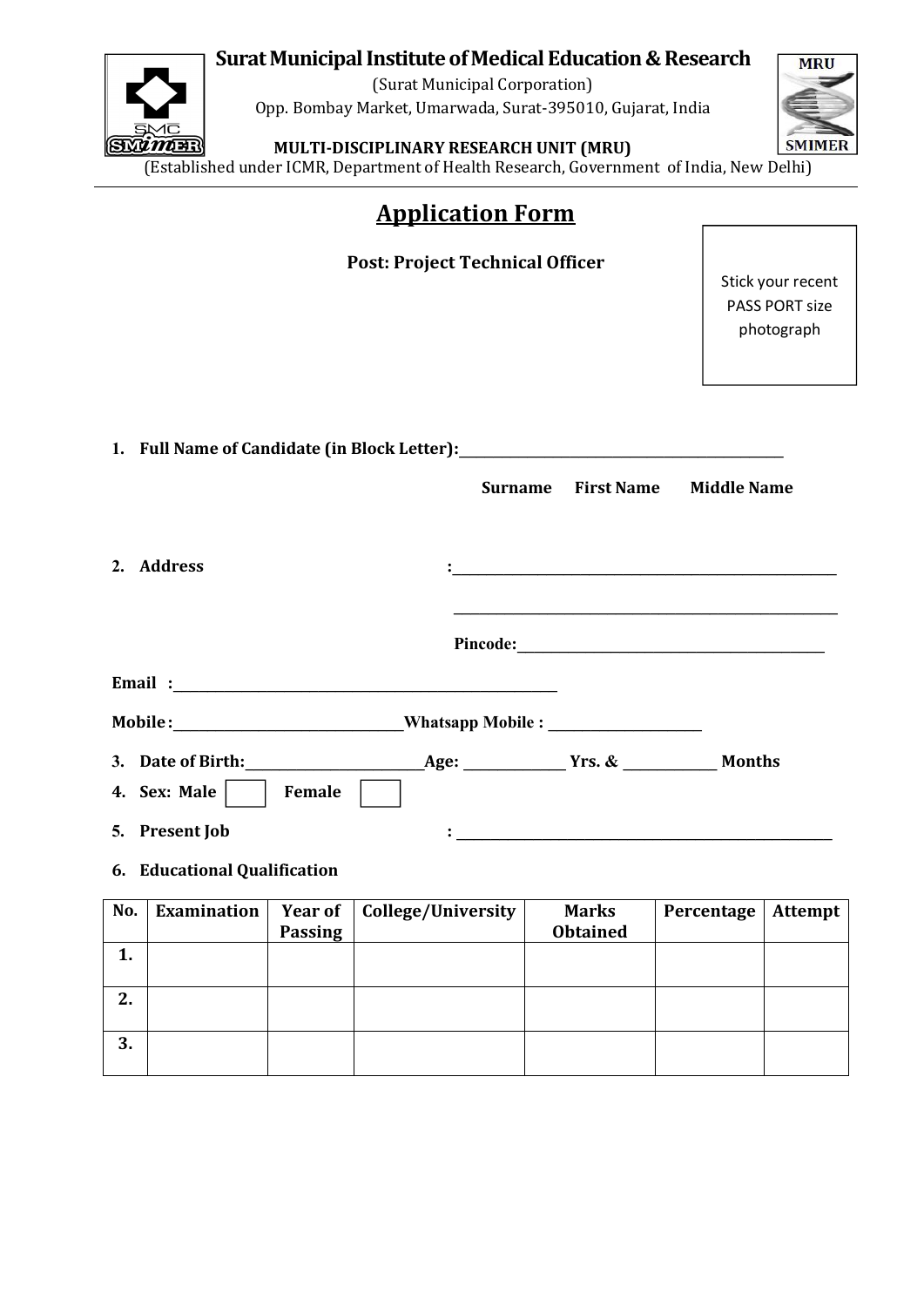**Surat Municipal Institute of Medical Education & Research**

(Surat Municipal Corporation)

Opp. Bombay Market, Umarwada, Surat-395010, Gujarat, India

**MULTI-DISCIPLINARY RESEARCH UNIT (MRU)**

(Established under ICMR, Department of Health Research, Government of India, New Delhi)

# Application Form

**Post: Project Technical Officer**

Stick your recent PASS PORT size photograph

1. **Full Name of Candidate (in Block Letter):**______________________________

   **Surname First Name Middle Name**

2. **Address** :______________________________

   ______________________________

   **Pincode:**______________________________

**Email :**______________________________

**Mobile :**______________________________**Whatsapp Mobile :** ______________________________

3. **Date of Birth:**______________**Age:** __________ **Yrs. &** __________ **Months**
4. **Sex: Male** ☐ **Female** ☐
5. **Present Job** : ______________________________
6. **Educational Qualification**

| No. | Examination | Year of Passing | College/University | Marks Obtained | Percentage | Attempt |
|---|---|---|---|---|---|---|
| 1. | | | | | | |
| 2. | | | | | | |
| 3. | | | | | | |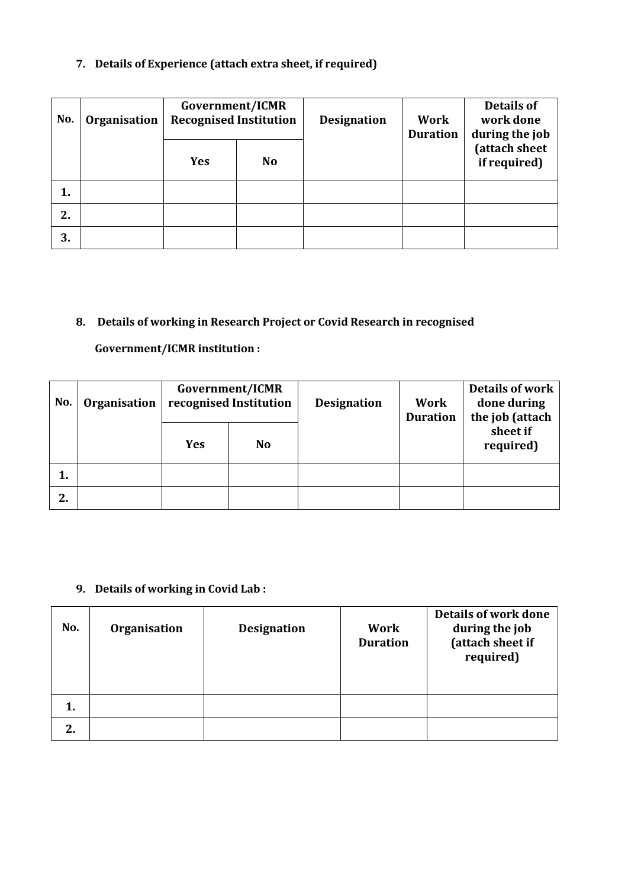**7. Details of Experience (attach extra sheet, if required)**

| No. | Organisation | Government/ICMR Recognised Institution | | Designation | Work Duration | Details of work done during the job (attach sheet if required) |
|---|---|---|---|---|---|---|
| | | Yes | No | | | |
| 1. | | | | | | |
| 2. | | | | | | |
| 3. | | | | | | |

**8. Details of working in Research Project or Covid Research in recognised Government/ICMR institution :**

| No. | Organisation | Government/ICMR recognised Institution | | Designation | Work Duration | Details of work done during the job (attach sheet if required) |
|---|---|---|---|---|---|---|
| | | Yes | No | | | |
| 1. | | | | | | |
| 2. | | | | | | |

**9. Details of working in Covid Lab :**

| No. | Organisation | Designation | Work Duration | Details of work done during the job (attach sheet if required) |
|---|---|---|---|---|
| 1. | | | | |
| 2. | | | | |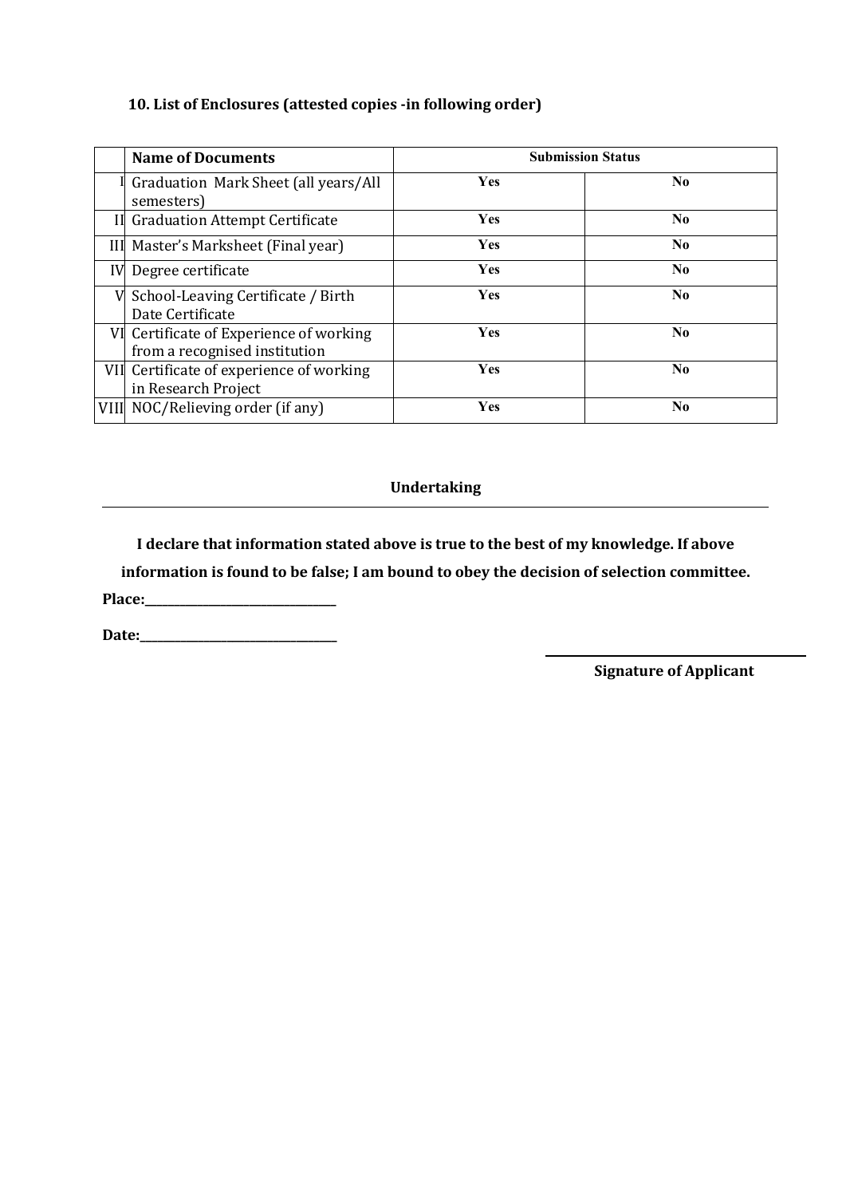### 10. List of Enclosures (attested copies -in following order)

| | Name of Documents | Submission Status | |
|---|---|---|---|
| I | Graduation Mark Sheet (all years/All semesters) | Yes | No |
| II | Graduation Attempt Certificate | Yes | No |
| III | Master's Marksheet (Final year) | Yes | No |
| IV | Degree certificate | Yes | No |
| V | School-Leaving Certificate / Birth Date Certificate | Yes | No |
| VI | Certificate of Experience of working from a recognised institution | Yes | No |
| VII | Certificate of experience of working in Research Project | Yes | No |
| VIII | NOC/Relieving order (if any) | Yes | No |

**Undertaking**

**I declare that information stated above is true to the best of my knowledge. If above information is found to be false; I am bound to obey the decision of selection committee.**

**Place:**\_\_\_\_\_\_\_\_\_\_\_\_\_\_\_\_\_\_\_\_\_\_\_\_\_\_\_\_\_\_

**Date:**\_\_\_\_\_\_\_\_\_\_\_\_\_\_\_\_\_\_\_\_\_\_\_\_\_\_\_\_\_\_

\_\_\_\_\_\_\_\_\_\_\_\_\_\_\_\_\_\_\_\_\_\_\_\_\_\_\_\_\_\_\_\_\_\_\_\_

**Signature of Applicant**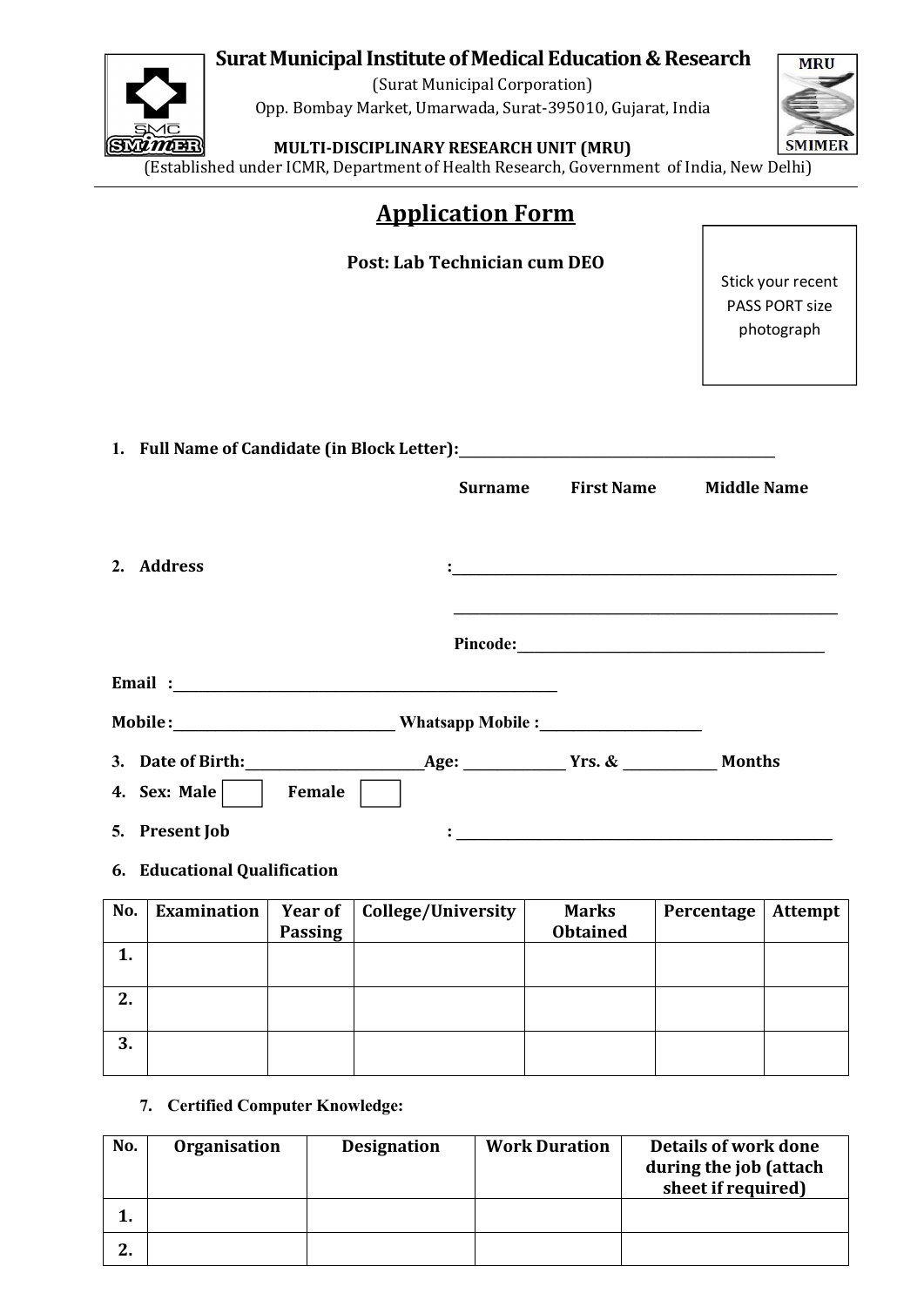**Surat Municipal Institute of Medical Education & Research**

(Surat Municipal Corporation)

Opp. Bombay Market, Umarwada, Surat-395010, Gujarat, India

**MULTI-DISCIPLINARY RESEARCH UNIT (MRU)**

(Established under ICMR, Department of Health Research, Government of India, New Delhi)

# Application Form

**Post: Lab Technician cum DEO**

Stick your recent PASS PORT size photograph

1. **Full Name of Candidate (in Block Letter):**______________________________

   **Surname  First Name  Middle Name**

2. **Address** :______________________________

   ______________________________

   **Pincode:**______________________________

**Email** :______________________________

**Mobile:**______________________ **Whatsapp Mobile :**______________________

3. **Date of Birth:**__________________**Age:** __________ **Yrs. &** __________ **Months**
4. **Sex: Male** ☐ **Female** ☐
5. **Present Job** : ______________________________
6. **Educational Qualification**

| No. | Examination | Year of Passing | College/University | Marks Obtained | Percentage | Attempt |
|---|---|---|---|---|---|---|
| 1. | | | | | | |
| 2. | | | | | | |
| 3. | | | | | | |

7. **Certified Computer Knowledge:**

| No. | Organisation | Designation | Work Duration | Details of work done during the job (attach sheet if required) |
|---|---|---|---|---|
| 1. | | | | |
| 2. | | | | |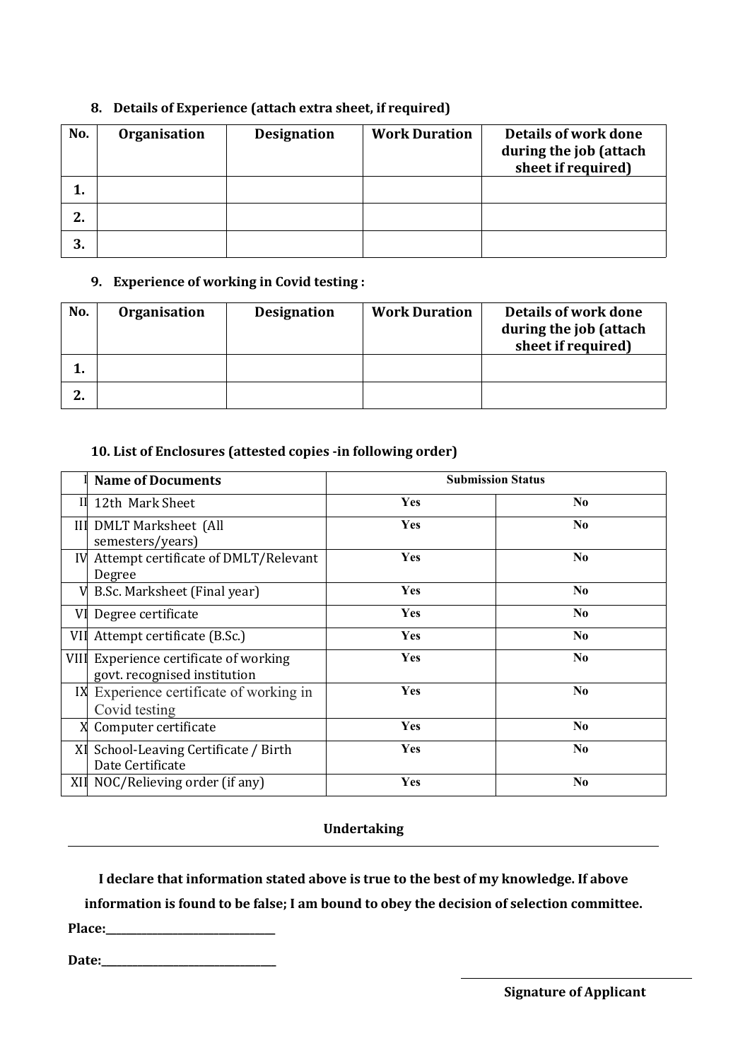**8. Details of Experience (attach extra sheet, if required)**

| No. | Organisation | Designation | Work Duration | Details of work done during the job (attach sheet if required) |
|---|---|---|---|---|
| 1. | | | | |
| 2. | | | | |
| 3. | | | | |

**9. Experience of working in Covid testing :**

| No. | Organisation | Designation | Work Duration | Details of work done during the job (attach sheet if required) |
|---|---|---|---|---|
| 1. | | | | |
| 2. | | | | |

**10. List of Enclosures (attested copies -in following order)**

| I | Name of Documents | Submission Status | |
|---|---|---|---|
| II | 12th Mark Sheet | Yes | No |
| III | DMLT Marksheet (All semesters/years) | Yes | No |
| IV | Attempt certificate of DMLT/Relevant Degree | Yes | No |
| V | B.Sc. Marksheet (Final year) | Yes | No |
| VI | Degree certificate | Yes | No |
| VII | Attempt certificate (B.Sc.) | Yes | No |
| VIII | Experience certificate of working govt. recognised institution | Yes | No |
| IX | Experience certificate of working in Covid testing | Yes | No |
| X | Computer certificate | Yes | No |
| XI | School-Leaving Certificate / Birth Date Certificate | Yes | No |
| XII | NOC/Relieving order (if any) | Yes | No |

**Undertaking**

**I declare that information stated above is true to the best of my knowledge. If above information is found to be false; I am bound to obey the decision of selection committee.**

**Place:**_______________________________

**Date:**_______________________________

_______________________________

**Signature of Applicant**